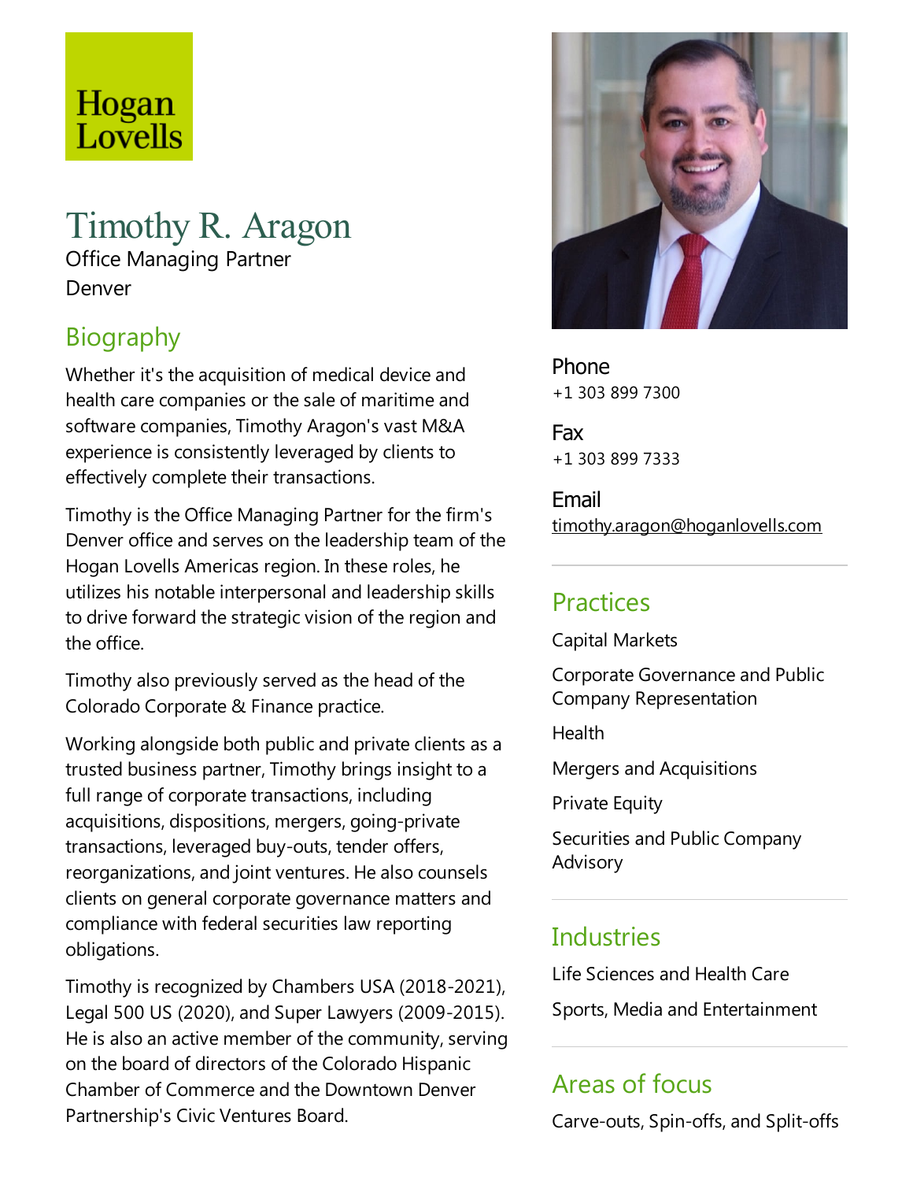Hogan Lovells

# Timothy R. Aragon

Office Managing Partner
Denver

## Biography

Whether it's the acquisition of medical device and health care companies or the sale of maritime and software companies, Timothy Aragon's vast M&A experience is consistently leveraged by clients to effectively complete their transactions.

Timothy is the Office Managing Partner for the firm's Denver office and serves on the leadership team of the Hogan Lovells Americas region. In these roles, he utilizes his notable interpersonal and leadership skills to drive forward the strategic vision of the region and the office.

Timothy also previously served as the head of the Colorado Corporate & Finance practice.

Working alongside both public and private clients as a trusted business partner, Timothy brings insight to a full range of corporate transactions, including acquisitions, dispositions, mergers, going-private transactions, leveraged buy-outs, tender offers, reorganizations, and joint ventures. He also counsels clients on general corporate governance matters and compliance with federal securities law reporting obligations.

Timothy is recognized by Chambers USA (2018-2021), Legal 500 US (2020), and Super Lawyers (2009-2015). He is also an active member of the community, serving on the board of directors of the Colorado Hispanic Chamber of Commerce and the Downtown Denver Partnership's Civic Ventures Board.

**Phone**
+1 303 899 7300

**Fax**
+1 303 899 7333

**Email**
timothy.aragon@hoganlovells.com

## Practices

Capital Markets

Corporate Governance and Public Company Representation

Health

Mergers and Acquisitions

Private Equity

Securities and Public Company Advisory

## Industries

Life Sciences and Health Care

Sports, Media and Entertainment

## Areas of focus

Carve-outs, Spin-offs, and Split-offs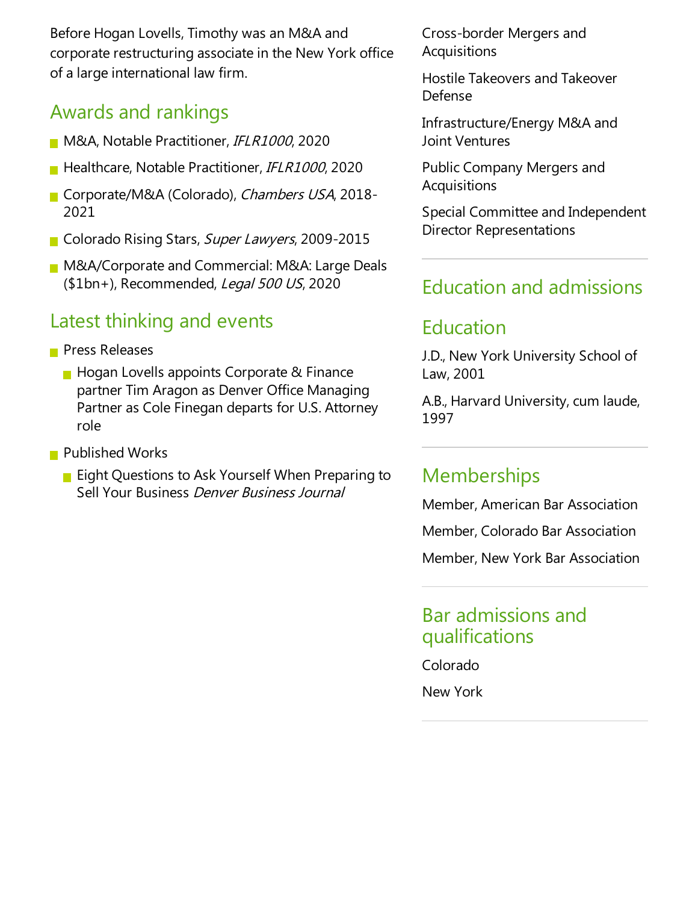Before Hogan Lovells, Timothy was an M&A and corporate restructuring associate in the New York office of a large international law firm.

## Awards and rankings

- M&A, Notable Practitioner, *IFLR1000*, 2020
- Healthcare, Notable Practitioner, *IFLR1000*, 2020
- Corporate/M&A (Colorado), *Chambers USA*, 2018-2021
- Colorado Rising Stars, *Super Lawyers*, 2009-2015
- M&A/Corporate and Commercial: M&A: Large Deals ($1bn+), Recommended, *Legal 500 US*, 2020

## Latest thinking and events

- Press Releases
  - Hogan Lovells appoints Corporate & Finance partner Tim Aragon as Denver Office Managing Partner as Cole Finegan departs for U.S. Attorney role
- Published Works
  - Eight Questions to Ask Yourself When Preparing to Sell Your Business *Denver Business Journal*

Cross-border Mergers and Acquisitions

Hostile Takeovers and Takeover Defense

Infrastructure/Energy M&A and Joint Ventures

Public Company Mergers and Acquisitions

Special Committee and Independent Director Representations

## Education and admissions

## Education

J.D., New York University School of Law, 2001

A.B., Harvard University, cum laude, 1997

## Memberships

Member, American Bar Association

Member, Colorado Bar Association

Member, New York Bar Association

## Bar admissions and qualifications

Colorado

New York